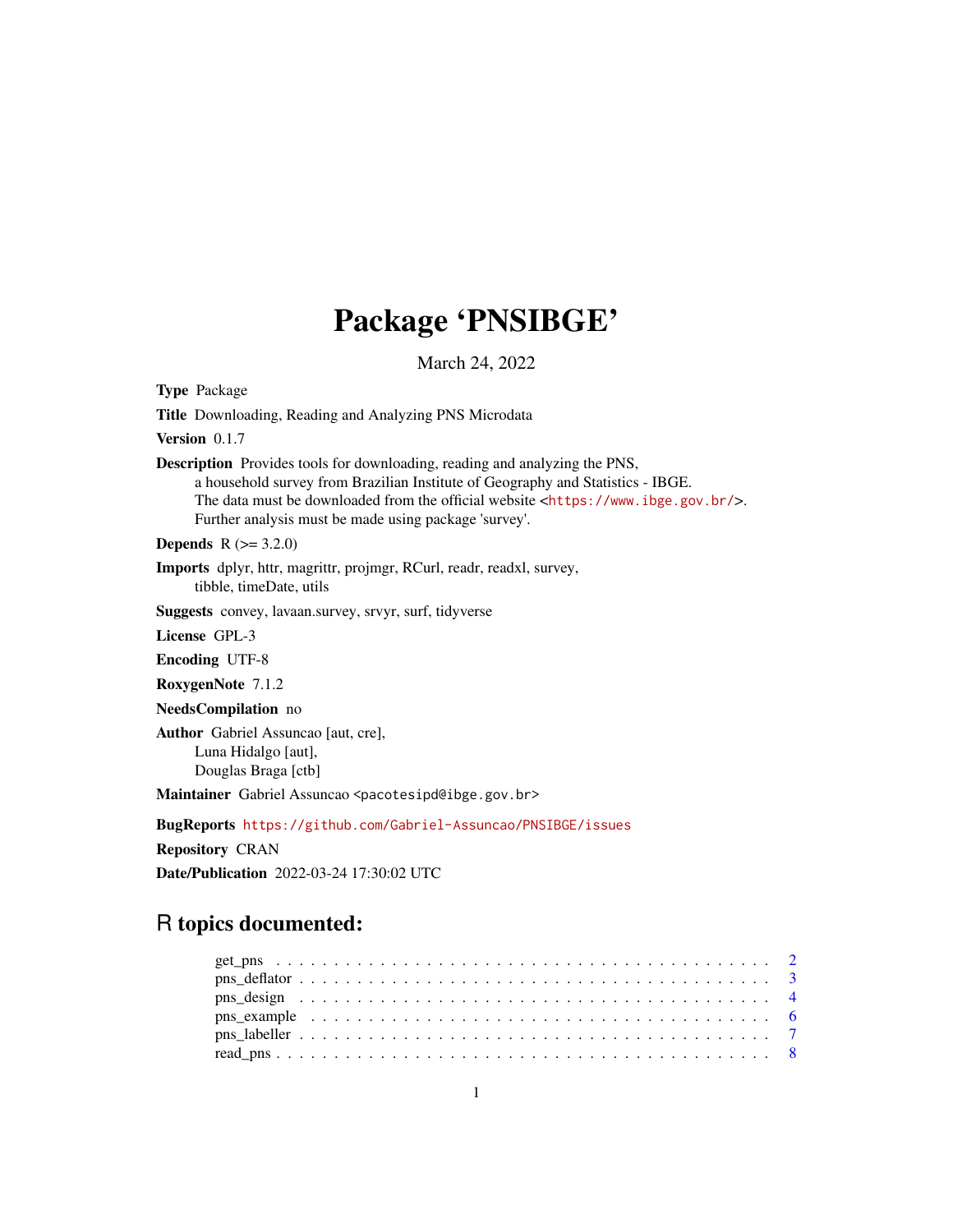# Package 'PNSIBGE'

March 24, 2022

**Type** Package

**Title** Downloading, Reading and Analyzing PNS Microdata

**Version** 0.1.7

**Description** Provides tools for downloading, reading and analyzing the PNS,
a household survey from Brazilian Institute of Geography and Statistics - IBGE.
The data must be downloaded from the official website <https://www.ibge.gov.br/>.
Further analysis must be made using package 'survey'.

**Depends** R (>= 3.2.0)

**Imports** dplyr, httr, magrittr, projmgr, RCurl, readr, readxl, survey,
tibble, timeDate, utils

**Suggests** convey, lavaan.survey, srvyr, surf, tidyverse

**License** GPL-3

**Encoding** UTF-8

**RoxygenNote** 7.1.2

**NeedsCompilation** no

**Author** Gabriel Assuncao [aut, cre],
Luna Hidalgo [aut],
Douglas Braga [ctb]

**Maintainer** Gabriel Assuncao <pacotesipd@ibge.gov.br>

**BugReports** https://github.com/Gabriel-Assuncao/PNSIBGE/issues

**Repository** CRAN

**Date/Publication** 2022-03-24 17:30:02 UTC

## R topics documented:

- get_pns . . . . . . . . . . . . . . . . . . . . . . . . . . . . . . . . . . . . . . . . . . 2
- pns_deflator . . . . . . . . . . . . . . . . . . . . . . . . . . . . . . . . . . . . . . . . 3
- pns_design . . . . . . . . . . . . . . . . . . . . . . . . . . . . . . . . . . . . . . . . . 4
- pns_example . . . . . . . . . . . . . . . . . . . . . . . . . . . . . . . . . . . . . . . . 6
- pns_labeller . . . . . . . . . . . . . . . . . . . . . . . . . . . . . . . . . . . . . . . . 7
- read_pns . . . . . . . . . . . . . . . . . . . . . . . . . . . . . . . . . . . . . . . . . . 8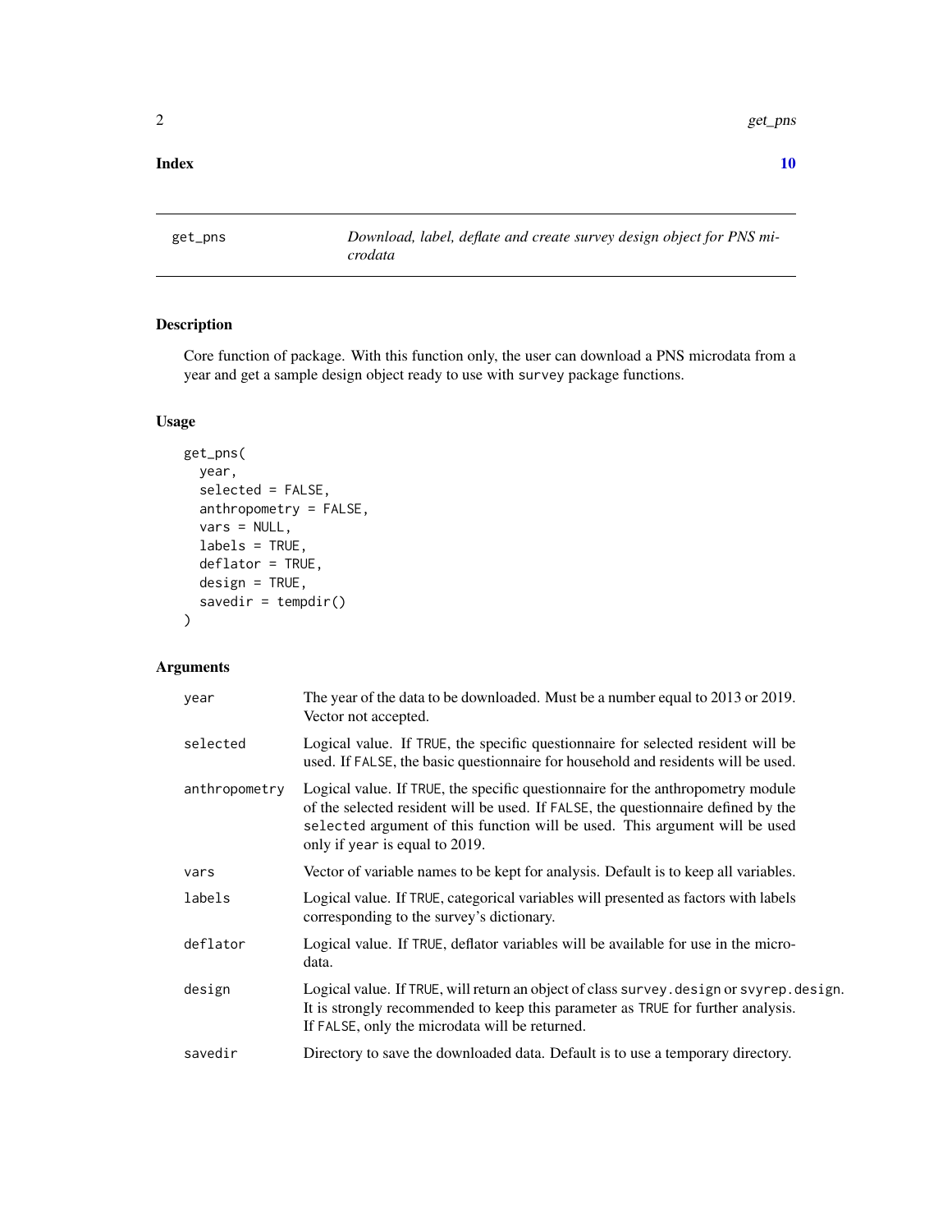**Index** **10**

---

## get_pns — *Download, label, deflate and create survey design object for PNS microdata*

---

### Description

Core function of package. With this function only, the user can download a PNS microdata from a year and get a sample design object ready to use with `survey` package functions.

### Usage

```
get_pns(
  year,
  selected = FALSE,
  anthropometry = FALSE,
  vars = NULL,
  labels = TRUE,
  deflator = TRUE,
  design = TRUE,
  savedir = tempdir()
)
```

### Arguments

| | |
|---|---|
| `year` | The year of the data to be downloaded. Must be a number equal to 2013 or 2019. Vector not accepted. |
| `selected` | Logical value. If `TRUE`, the specific questionnaire for selected resident will be used. If `FALSE`, the basic questionnaire for household and residents will be used. |
| `anthropometry` | Logical value. If `TRUE`, the specific questionnaire for the anthropometry module of the selected resident will be used. If `FALSE`, the questionnaire defined by the `selected` argument of this function will be used. This argument will be used only if `year` is equal to 2019. |
| `vars` | Vector of variable names to be kept for analysis. Default is to keep all variables. |
| `labels` | Logical value. If `TRUE`, categorical variables will presented as factors with labels corresponding to the survey's dictionary. |
| `deflator` | Logical value. If `TRUE`, deflator variables will be available for use in the microdata. |
| `design` | Logical value. If `TRUE`, will return an object of class `survey.design` or `svyrep.design`. It is strongly recommended to keep this parameter as `TRUE` for further analysis. If `FALSE`, only the microdata will be returned. |
| `savedir` | Directory to save the downloaded data. Default is to use a temporary directory. |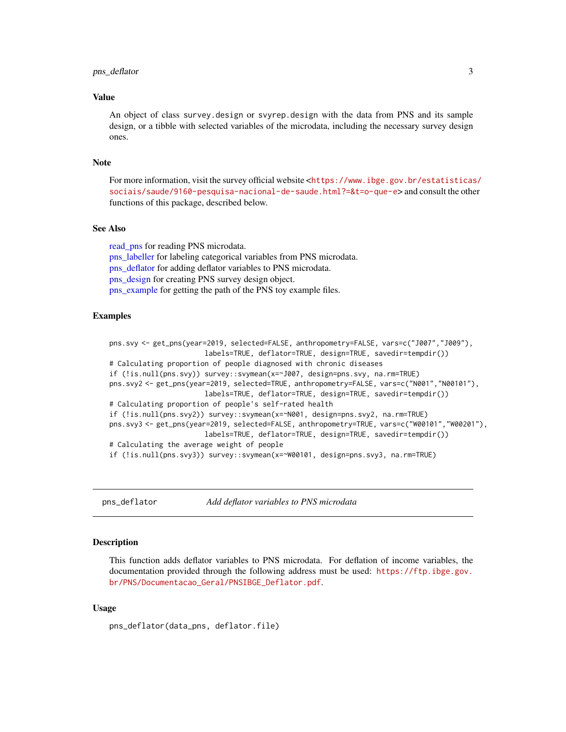## Value

An object of class survey.design or svyrep.design with the data from PNS and its sample design, or a tibble with selected variables of the microdata, including the necessary survey design ones.

## Note

For more information, visit the survey official website <https://www.ibge.gov.br/estatisticas/sociais/saude/9160-pesquisa-nacional-de-saude.html?=&t=o-que-e> and consult the other functions of this package, described below.

## See Also

read_pns for reading PNS microdata.
pns_labeller for labeling categorical variables from PNS microdata.
pns_deflator for adding deflator variables to PNS microdata.
pns_design for creating PNS survey design object.
pns_example for getting the path of the PNS toy example files.

## Examples

```
pns.svy <- get_pns(year=2019, selected=FALSE, anthropometry=FALSE, vars=c("J007","J009"),
                   labels=TRUE, deflator=TRUE, design=TRUE, savedir=tempdir())
# Calculating proportion of people diagnosed with chronic diseases
if (!is.null(pns.svy)) survey::svymean(x=~J007, design=pns.svy, na.rm=TRUE)
pns.svy2 <- get_pns(year=2019, selected=TRUE, anthropometry=FALSE, vars=c("N001","N00101"),
                    labels=TRUE, deflator=TRUE, design=TRUE, savedir=tempdir())
# Calculating proportion of people's self-rated health
if (!is.null(pns.svy2)) survey::svymean(x=~N001, design=pns.svy2, na.rm=TRUE)
pns.svy3 <- get_pns(year=2019, selected=FALSE, anthropometry=TRUE, vars=c("W00101","W00201"),
                    labels=TRUE, deflator=TRUE, design=TRUE, savedir=tempdir())
# Calculating the average weight of people
if (!is.null(pns.svy3)) survey::svymean(x=~W00101, design=pns.svy3, na.rm=TRUE)
```

---

# pns_deflator — *Add deflator variables to PNS microdata*

## Description

This function adds deflator variables to PNS microdata. For deflation of income variables, the documentation provided through the following address must be used: https://ftp.ibge.gov.br/PNS/Documentacao_Geral/PNSIBGE_Deflator.pdf.

## Usage

```
pns_deflator(data_pns, deflator.file)
```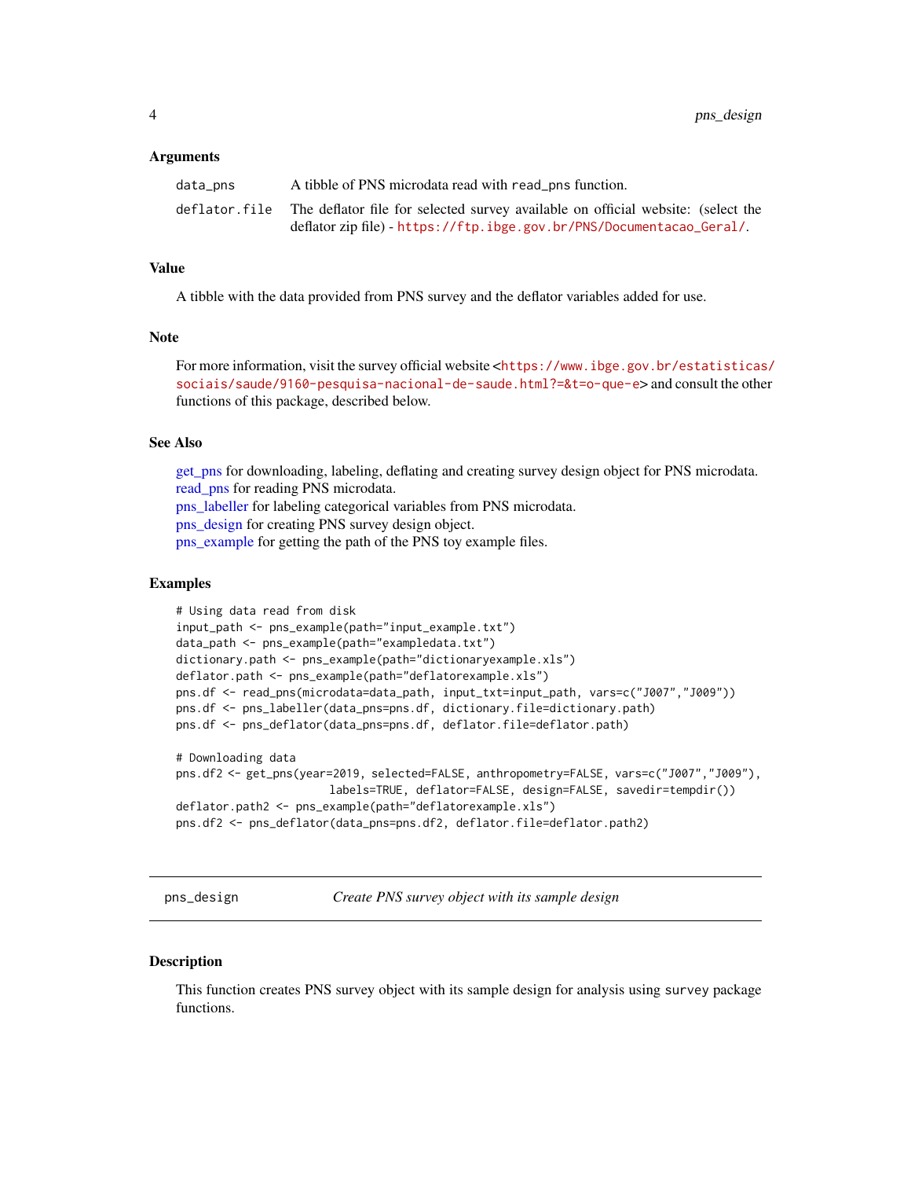### Arguments

- `data_pns` — A tibble of PNS microdata read with `read_pns` function.
- `deflator.file` — The deflator file for selected survey available on official website: (select the deflator zip file) - https://ftp.ibge.gov.br/PNS/Documentacao_Geral/.

### Value

A tibble with the data provided from PNS survey and the deflator variables added for use.

### Note

For more information, visit the survey official website <https://www.ibge.gov.br/estatisticas/sociais/saude/9160-pesquisa-nacional-de-saude.html?=&t=o-que-e> and consult the other functions of this package, described below.

### See Also

get_pns for downloading, labeling, deflating and creating survey design object for PNS microdata.
read_pns for reading PNS microdata.
pns_labeller for labeling categorical variables from PNS microdata.
pns_design for creating PNS survey design object.
pns_example for getting the path of the PNS toy example files.

### Examples

```
# Using data read from disk
input_path <- pns_example(path="input_example.txt")
data_path <- pns_example(path="exampledata.txt")
dictionary.path <- pns_example(path="dictionaryexample.xls")
deflator.path <- pns_example(path="deflatorexample.xls")
pns.df <- read_pns(microdata=data_path, input_txt=input_path, vars=c("J007","J009"))
pns.df <- pns_labeller(data_pns=pns.df, dictionary.file=dictionary.path)
pns.df <- pns_deflator(data_pns=pns.df, deflator.file=deflator.path)

# Downloading data
pns.df2 <- get_pns(year=2019, selected=FALSE, anthropometry=FALSE, vars=c("J007","J009"),
                        labels=TRUE, deflator=FALSE, design=FALSE, savedir=tempdir())
deflator.path2 <- pns_example(path="deflatorexample.xls")
pns.df2 <- pns_deflator(data_pns=pns.df2, deflator.file=deflator.path2)
```

---

## `pns_design` — *Create PNS survey object with its sample design*

### Description

This function creates PNS survey object with its sample design for analysis using `survey` package functions.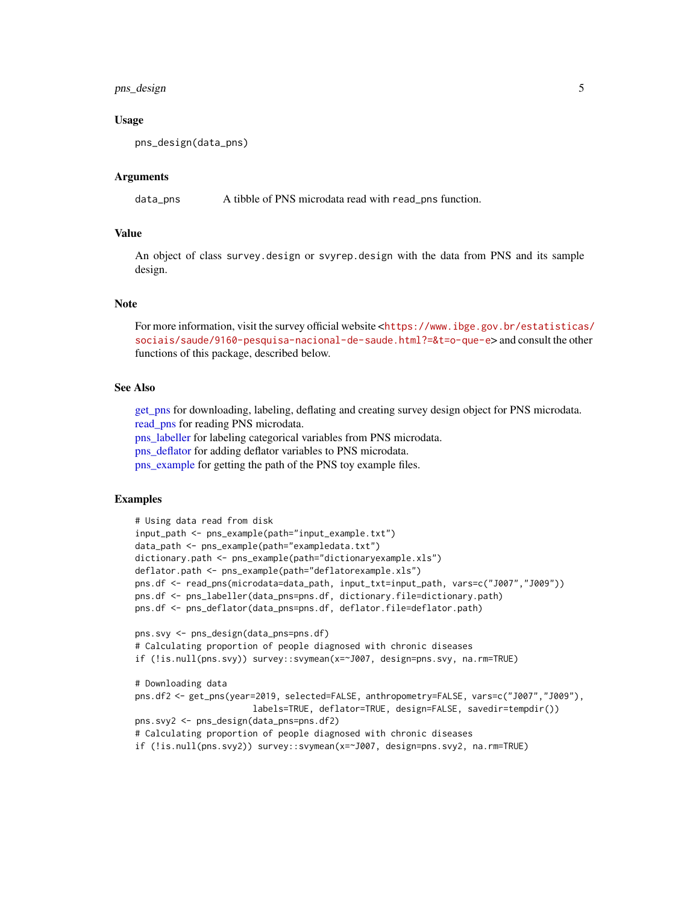### Usage

```
pns_design(data_pns)
```

### Arguments

| | |
|---|---|
| `data_pns` | A tibble of PNS microdata read with `read_pns` function. |

### Value

An object of class `survey.design` or `svyrep.design` with the data from PNS and its sample design.

### Note

For more information, visit the survey official website <https://www.ibge.gov.br/estatisticas/sociais/saude/9160-pesquisa-nacional-de-saude.html?=&t=o-que-e> and consult the other functions of this package, described below.

### See Also

get_pns for downloading, labeling, deflating and creating survey design object for PNS microdata.
read_pns for reading PNS microdata.
pns_labeller for labeling categorical variables from PNS microdata.
pns_deflator for adding deflator variables to PNS microdata.
pns_example for getting the path of the PNS toy example files.

### Examples

```
# Using data read from disk
input_path <- pns_example(path="input_example.txt")
data_path <- pns_example(path="exampledata.txt")
dictionary.path <- pns_example(path="dictionaryexample.xls")
deflator.path <- pns_example(path="deflatorexample.xls")
pns.df <- read_pns(microdata=data_path, input_txt=input_path, vars=c("J007","J009"))
pns.df <- pns_labeller(data_pns=pns.df, dictionary.file=dictionary.path)
pns.df <- pns_deflator(data_pns=pns.df, deflator.file=deflator.path)

pns.svy <- pns_design(data_pns=pns.df)
# Calculating proportion of people diagnosed with chronic diseases
if (!is.null(pns.svy)) survey::svymean(x=~J007, design=pns.svy, na.rm=TRUE)

# Downloading data
pns.df2 <- get_pns(year=2019, selected=FALSE, anthropometry=FALSE, vars=c("J007","J009"),
                       labels=TRUE, deflator=TRUE, design=FALSE, savedir=tempdir())
pns.svy2 <- pns_design(data_pns=pns.df2)
# Calculating proportion of people diagnosed with chronic diseases
if (!is.null(pns.svy2)) survey::svymean(x=~J007, design=pns.svy2, na.rm=TRUE)
```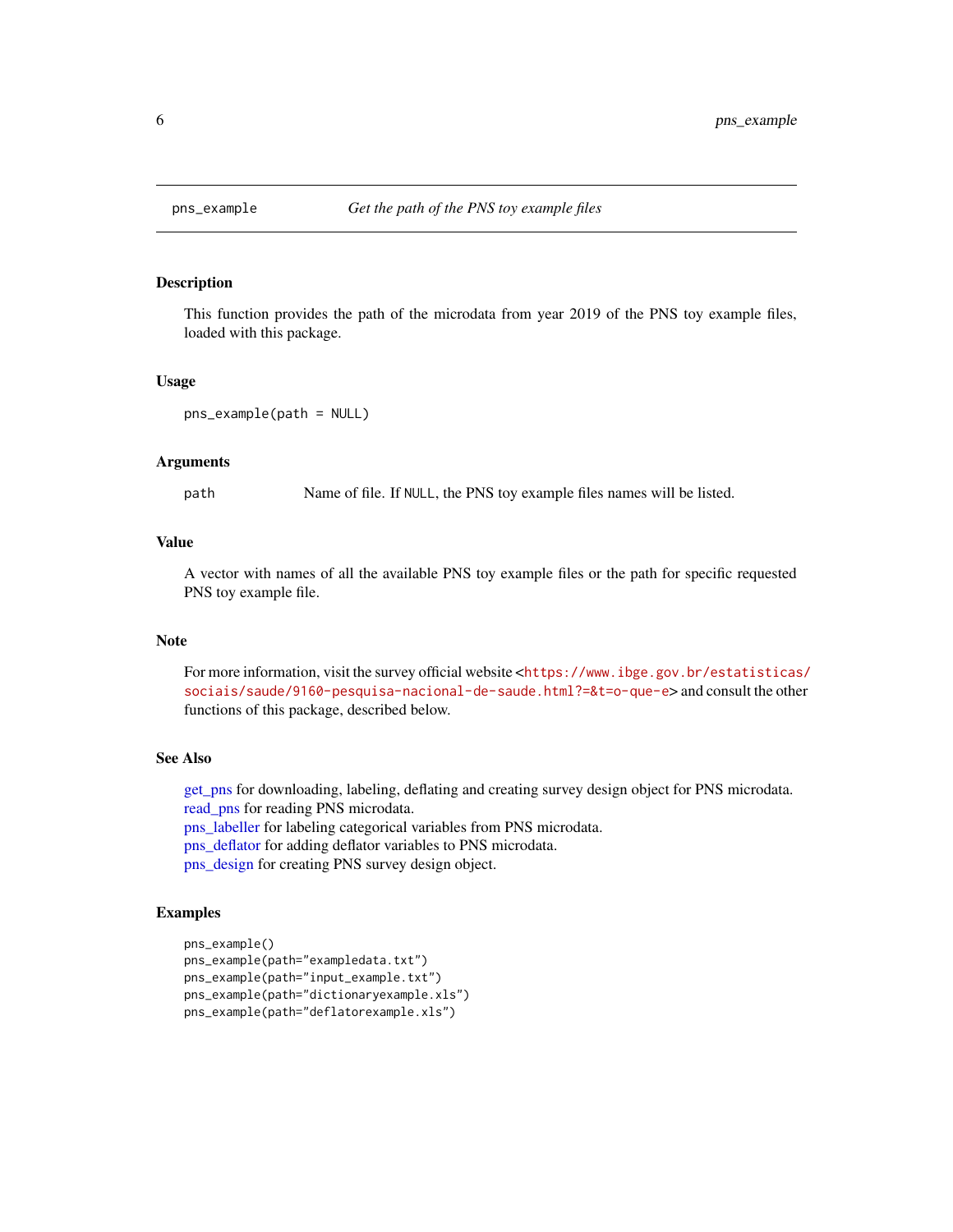# pns_example — *Get the path of the PNS toy example files*

## Description

This function provides the path of the microdata from year 2019 of the PNS toy example files, loaded with this package.

## Usage

```
pns_example(path = NULL)
```

## Arguments

| | |
|---|---|
| `path` | Name of file. If `NULL`, the PNS toy example files names will be listed. |

## Value

A vector with names of all the available PNS toy example files or the path for specific requested PNS toy example file.

## Note

For more information, visit the survey official website <https://www.ibge.gov.br/estatisticas/sociais/saude/9160-pesquisa-nacional-de-saude.html?=&t=o-que-e> and consult the other functions of this package, described below.

## See Also

get_pns for downloading, labeling, deflating and creating survey design object for PNS microdata.
read_pns for reading PNS microdata.
pns_labeller for labeling categorical variables from PNS microdata.
pns_deflator for adding deflator variables to PNS microdata.
pns_design for creating PNS survey design object.

## Examples

```
pns_example()
pns_example(path="exampledata.txt")
pns_example(path="input_example.txt")
pns_example(path="dictionaryexample.xls")
pns_example(path="deflatorexample.xls")
```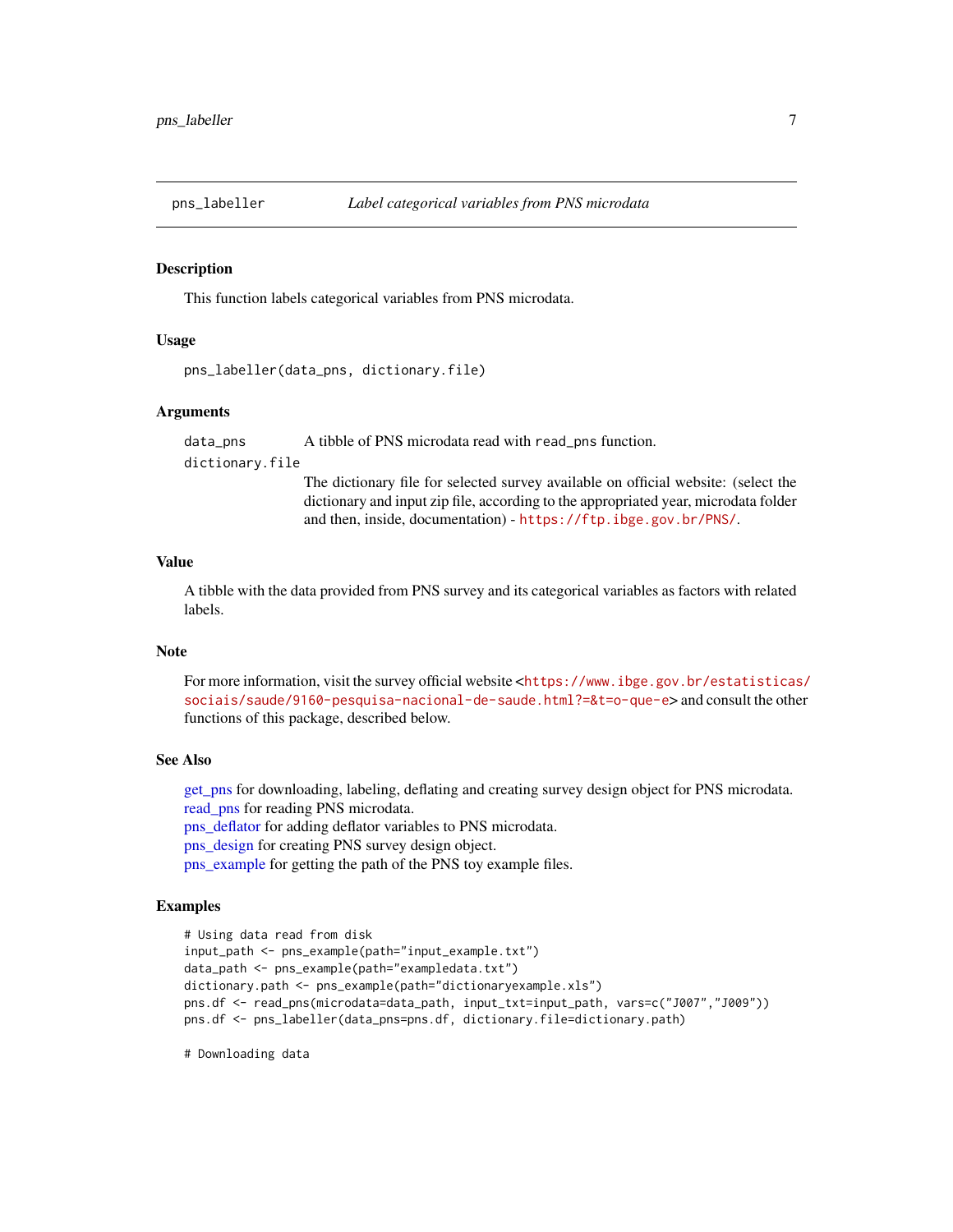## pns_labeller — *Label categorical variables from PNS microdata*

### Description

This function labels categorical variables from PNS microdata.

### Usage

```
pns_labeller(data_pns, dictionary.file)
```

### Arguments

- `data_pns` — A tibble of PNS microdata read with `read_pns` function.
- `dictionary.file` — The dictionary file for selected survey available on official website: (select the dictionary and input zip file, according to the appropriated year, microdata folder and then, inside, documentation) - https://ftp.ibge.gov.br/PNS/.

### Value

A tibble with the data provided from PNS survey and its categorical variables as factors with related labels.

### Note

For more information, visit the survey official website <https://www.ibge.gov.br/estatisticas/sociais/saude/9160-pesquisa-nacional-de-saude.html?=&t=o-que-e> and consult the other functions of this package, described below.

### See Also

get_pns for downloading, labeling, deflating and creating survey design object for PNS microdata.
read_pns for reading PNS microdata.
pns_deflator for adding deflator variables to PNS microdata.
pns_design for creating PNS survey design object.
pns_example for getting the path of the PNS toy example files.

### Examples

```
# Using data read from disk
input_path <- pns_example(path="input_example.txt")
data_path <- pns_example(path="exampledata.txt")
dictionary.path <- pns_example(path="dictionaryexample.xls")
pns.df <- read_pns(microdata=data_path, input_txt=input_path, vars=c("J007","J009"))
pns.df <- pns_labeller(data_pns=pns.df, dictionary.file=dictionary.path)

# Downloading data
```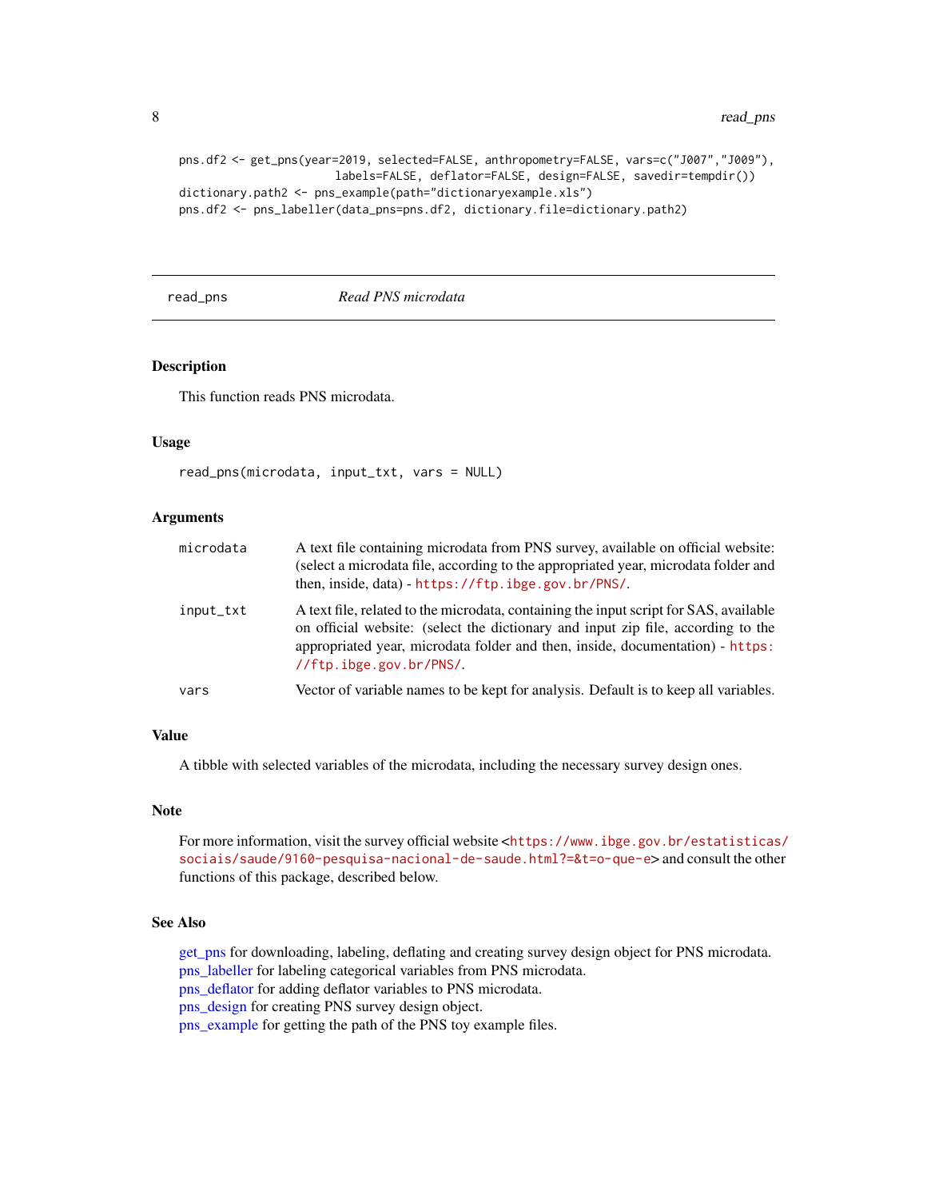```
pns.df2 <- get_pns(year=2019, selected=FALSE, anthropometry=FALSE, vars=c("J007","J009"),
                   labels=FALSE, deflator=FALSE, design=FALSE, savedir=tempdir())
dictionary.path2 <- pns_example(path="dictionaryexample.xls")
pns.df2 <- pns_labeller(data_pns=pns.df2, dictionary.file=dictionary.path2)
```

---

## read_pns — *Read PNS microdata*

---

### Description

This function reads PNS microdata.

### Usage

```
read_pns(microdata, input_txt, vars = NULL)
```

### Arguments

| | |
|---|---|
| microdata | A text file containing microdata from PNS survey, available on official website: (select a microdata file, according to the appropriated year, microdata folder and then, inside, data) - https://ftp.ibge.gov.br/PNS/. |
| input_txt | A text file, related to the microdata, containing the input script for SAS, available on official website: (select the dictionary and input zip file, according to the appropriated year, microdata folder and then, inside, documentation) - https://ftp.ibge.gov.br/PNS/. |
| vars | Vector of variable names to be kept for analysis. Default is to keep all variables. |

### Value

A tibble with selected variables of the microdata, including the necessary survey design ones.

### Note

For more information, visit the survey official website <https://www.ibge.gov.br/estatisticas/sociais/saude/9160-pesquisa-nacional-de-saude.html?=&t=o-que-e> and consult the other functions of this package, described below.

### See Also

get_pns for downloading, labeling, deflating and creating survey design object for PNS microdata.
pns_labeller for labeling categorical variables from PNS microdata.
pns_deflator for adding deflator variables to PNS microdata.
pns_design for creating PNS survey design object.
pns_example for getting the path of the PNS toy example files.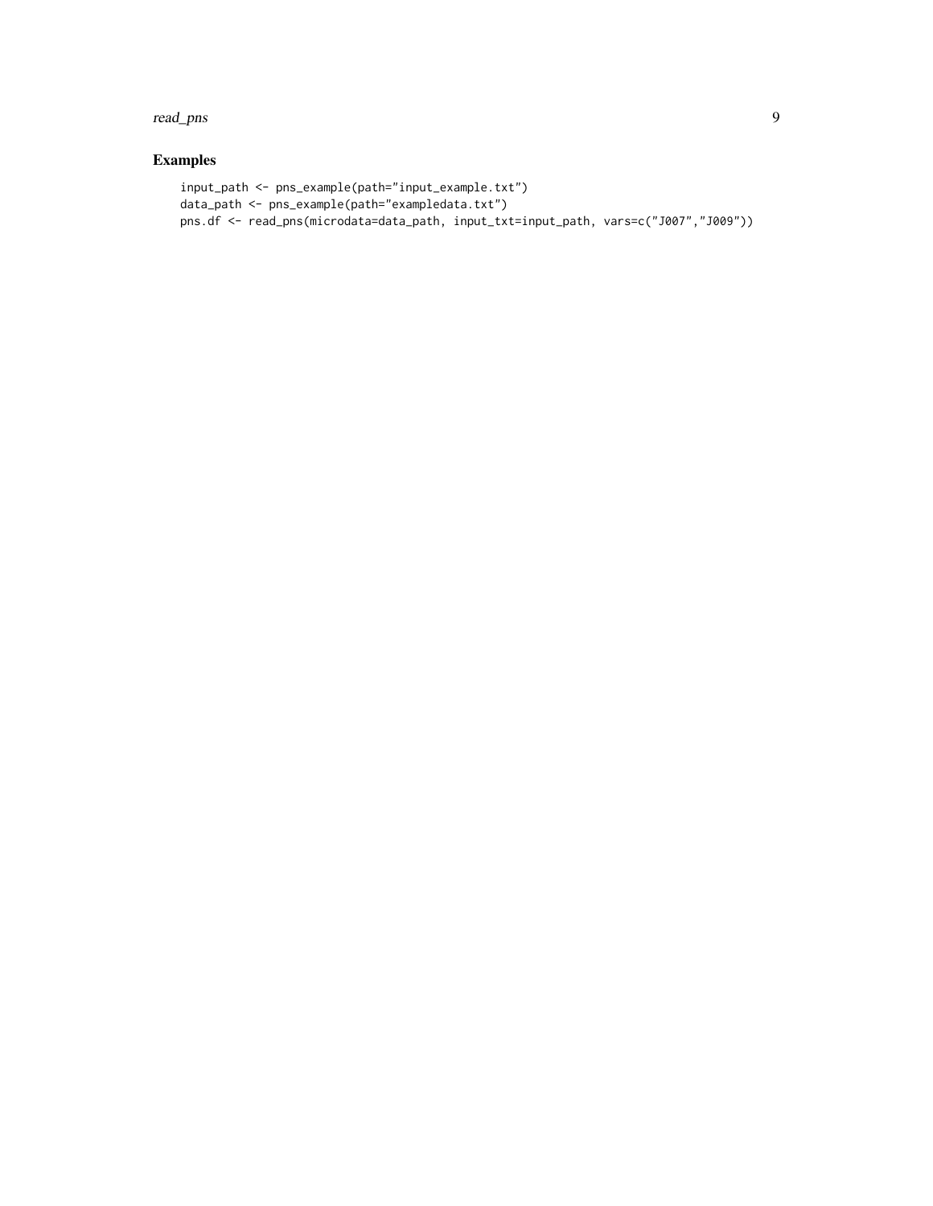## Examples

```
input_path <- pns_example(path="input_example.txt")
data_path <- pns_example(path="exampledata.txt")
pns.df <- read_pns(microdata=data_path, input_txt=input_path, vars=c("J007","J009"))
```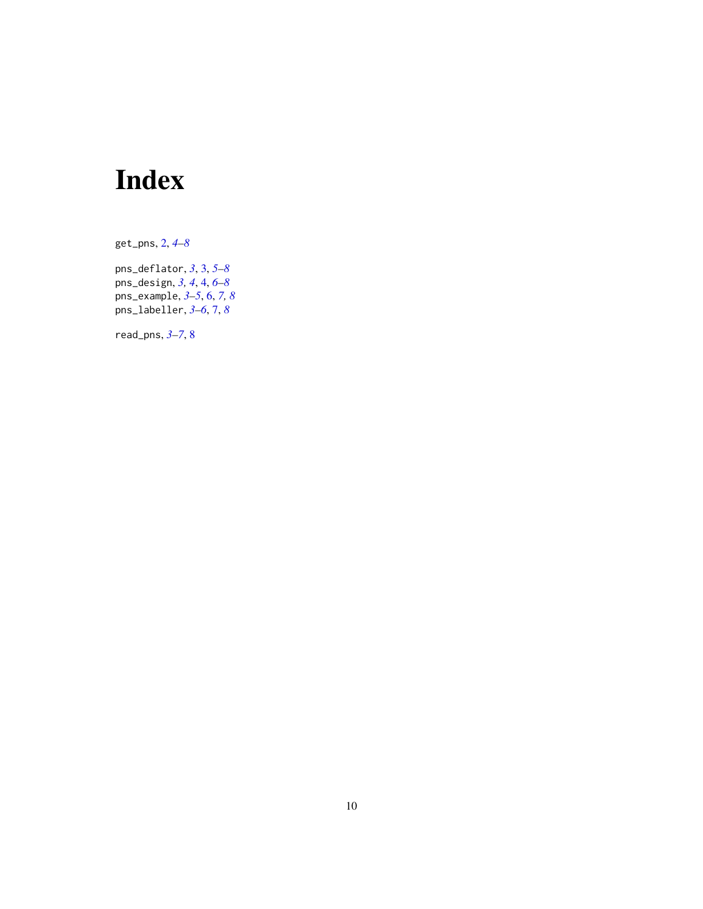# Index

get_pns, 2, *4–8*

pns_deflator, *3*, 3, *5–8*
pns_design, *3, 4*, 4, *6–8*
pns_example, *3–5*, 6, *7, 8*
pns_labeller, *3–6*, 7, *8*

read_pns, *3–7*, 8